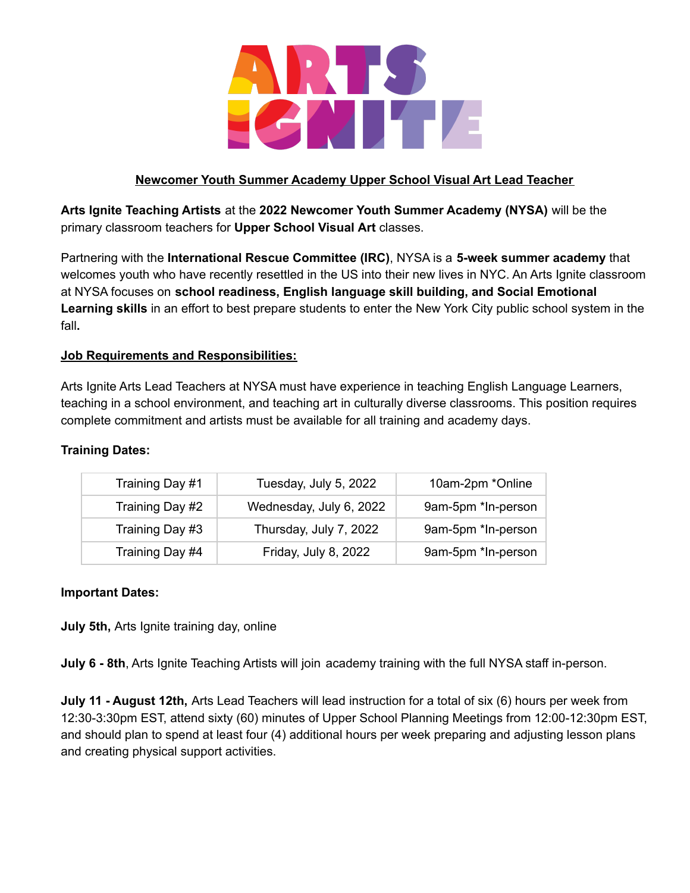# ARTS IGNITE

## Newcomer Youth Summer Academy Upper School Visual Art Lead Teacher

**Arts Ignite Teaching Artists** at the **2022 Newcomer Youth Summer Academy (NYSA)** will be the primary classroom teachers for **Upper School Visual Art** classes.

Partnering with the **International Rescue Committee (IRC)**, NYSA is a **5-week summer academy** that welcomes youth who have recently resettled in the US into their new lives in NYC. An Arts Ignite classroom at NYSA focuses on **school readiness, English language skill building, and Social Emotional Learning skills** in an effort to best prepare students to enter the New York City public school system in the fall**.**

### Job Requirements and Responsibilities:

Arts Ignite Arts Lead Teachers at NYSA must have experience in teaching English Language Learners, teaching in a school environment, and teaching art in culturally diverse classrooms. This position requires complete commitment and artists must be available for all training and academy days.

**Training Dates:**

| Training Day #1 | Tuesday, July 5, 2022 | 10am-2pm *Online |
|---|---|---|
| Training Day #2 | Wednesday, July 6, 2022 | 9am-5pm *In-person |
| Training Day #3 | Thursday, July 7, 2022 | 9am-5pm *In-person |
| Training Day #4 | Friday, July 8, 2022 | 9am-5pm *In-person |

**Important Dates:**

**July 5th,** Arts Ignite training day, online

**July 6 - 8th**, Arts Ignite Teaching Artists will join academy training with the full NYSA staff in-person.

**July 11 - August 12th,** Arts Lead Teachers will lead instruction for a total of six (6) hours per week from 12:30-3:30pm EST, attend sixty (60) minutes of Upper School Planning Meetings from 12:00-12:30pm EST, and should plan to spend at least four (4) additional hours per week preparing and adjusting lesson plans and creating physical support activities.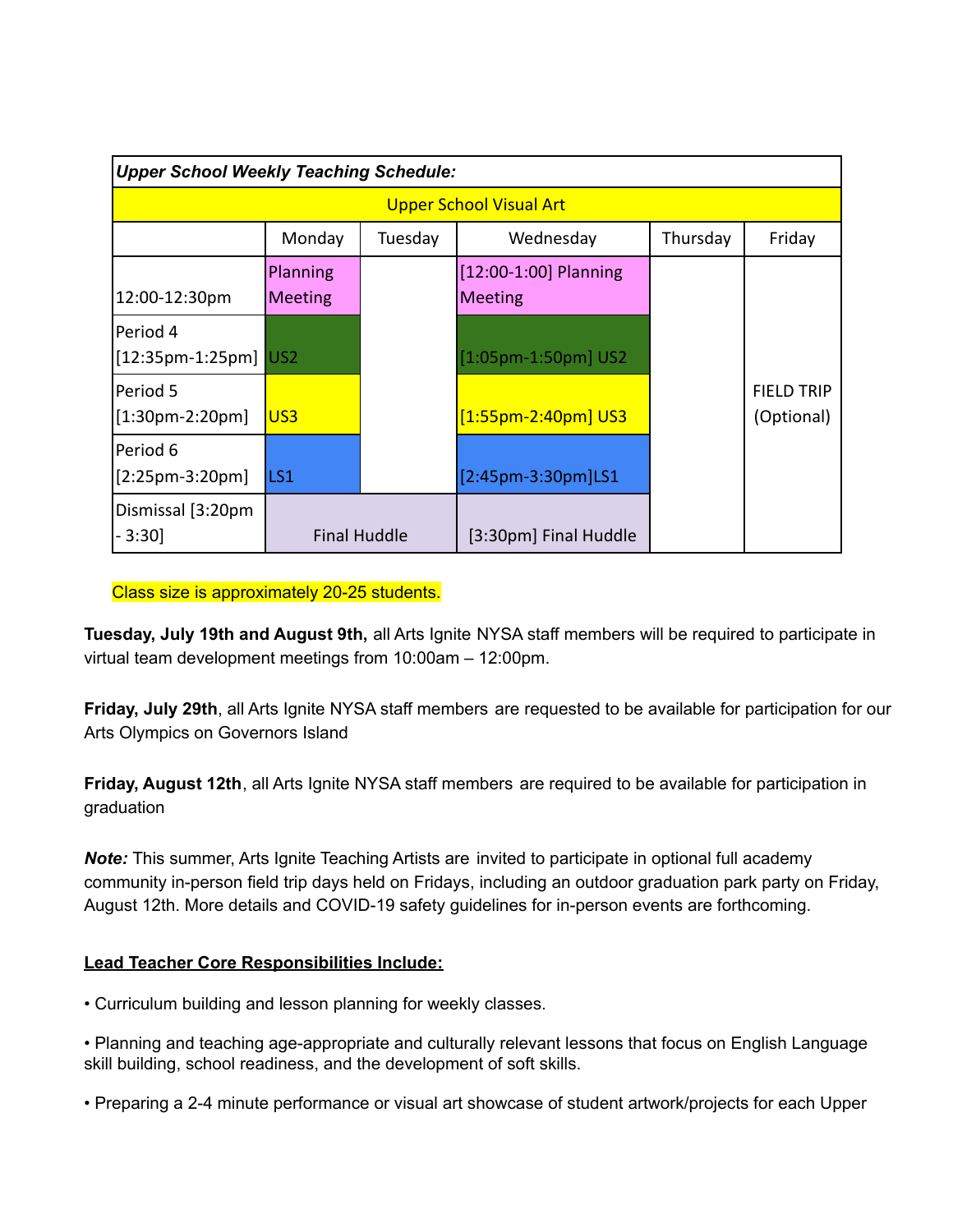| *Upper School Weekly Teaching Schedule:* | | | | | |
|---|---|---|---|---|---|
| Upper School Visual Art | | | | | |
| | Monday | Tuesday | Wednesday | Thursday | Friday |
| 12:00-12:30pm | Planning Meeting | | [12:00-1:00] Planning Meeting | | FIELD TRIP (Optional) |
| Period 4 [12:35pm-1:25pm] | US2 | | [1:05pm-1:50pm] US2 | | |
| Period 5 [1:30pm-2:20pm] | US3 | | [1:55pm-2:40pm] US3 | | |
| Period 6 [2:25pm-3:20pm] | LS1 | | [2:45pm-3:30pm]LS1 | | |
| Dismissal [3:20pm - 3:30] | Final Huddle | | [3:30pm] Final Huddle | | |

Class size is approximately 20-25 students.

**Tuesday, July 19th and August 9th,** all Arts Ignite NYSA staff members will be required to participate in virtual team development meetings from 10:00am – 12:00pm.

**Friday, July 29th**, all Arts Ignite NYSA staff members are requested to be available for participation for our Arts Olympics on Governors Island

**Friday, August 12th**, all Arts Ignite NYSA staff members are required to be available for participation in graduation

***Note:*** This summer, Arts Ignite Teaching Artists are invited to participate in optional full academy community in-person field trip days held on Fridays, including an outdoor graduation park party on Friday, August 12th. More details and COVID-19 safety guidelines for in-person events are forthcoming.

**Lead Teacher Core Responsibilities Include:**

• Curriculum building and lesson planning for weekly classes.

• Planning and teaching age-appropriate and culturally relevant lessons that focus on English Language skill building, school readiness, and the development of soft skills.

• Preparing a 2-4 minute performance or visual art showcase of student artwork/projects for each Upper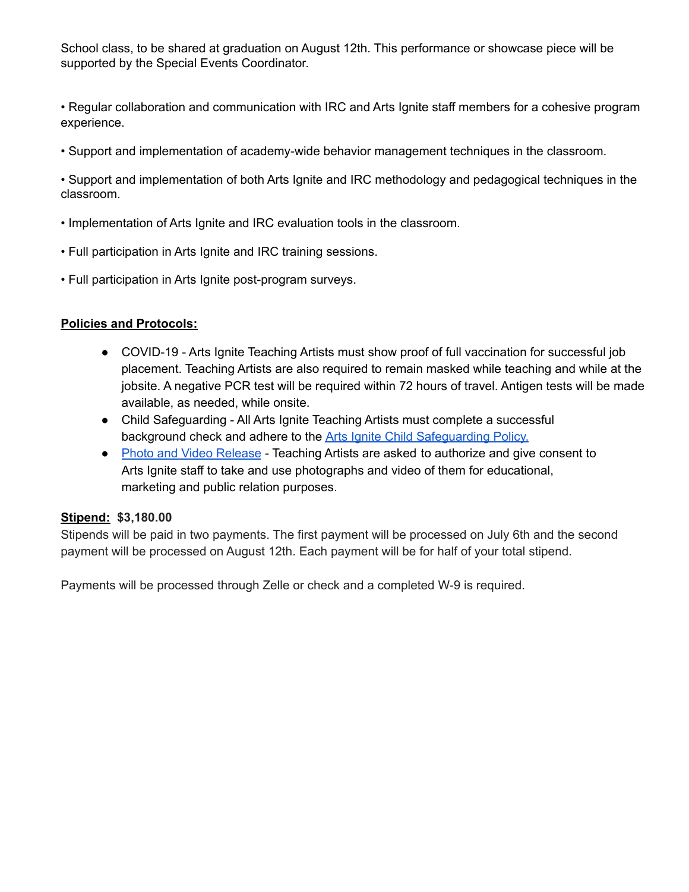School class, to be shared at graduation on August 12th. This performance or showcase piece will be supported by the Special Events Coordinator.

• Regular collaboration and communication with IRC and Arts Ignite staff members for a cohesive program experience.

• Support and implementation of academy-wide behavior management techniques in the classroom.

• Support and implementation of both Arts Ignite and IRC methodology and pedagogical techniques in the classroom.

• Implementation of Arts Ignite and IRC evaluation tools in the classroom.

• Full participation in Arts Ignite and IRC training sessions.

• Full participation in Arts Ignite post-program surveys.

**Policies and Protocols:**

- COVID-19 - Arts Ignite Teaching Artists must show proof of full vaccination for successful job placement. Teaching Artists are also required to remain masked while teaching and while at the jobsite. A negative PCR test will be required within 72 hours of travel. Antigen tests will be made available, as needed, while onsite.
- Child Safeguarding - All Arts Ignite Teaching Artists must complete a successful background check and adhere to the Arts Ignite Child Safeguarding Policy.
- Photo and Video Release - Teaching Artists are asked to authorize and give consent to Arts Ignite staff to take and use photographs and video of them for educational, marketing and public relation purposes.

**Stipend: $3,180.00**

Stipends will be paid in two payments. The first payment will be processed on July 6th and the second payment will be processed on August 12th. Each payment will be for half of your total stipend.

Payments will be processed through Zelle or check and a completed W-9 is required.